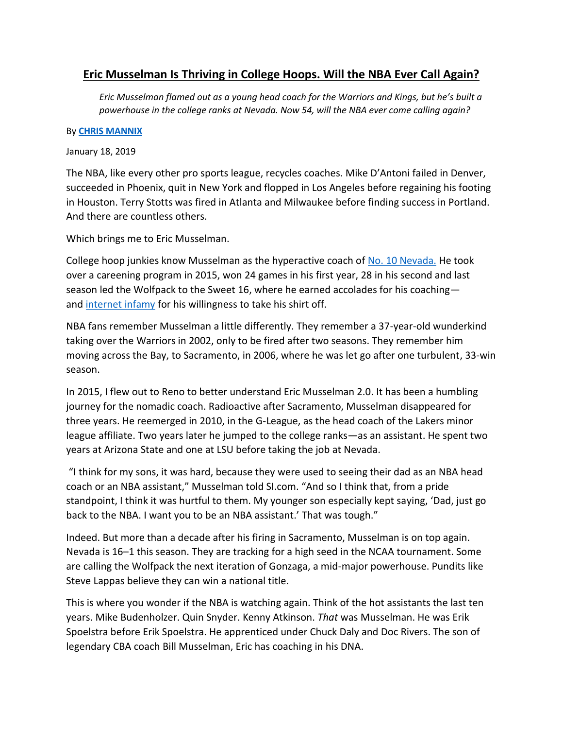# Eric Musselman Is Thriving in College Hoops. Will the NBA Ever Call Again?

*Eric Musselman flamed out as a young head coach for the Warriors and Kings, but he's built a powerhouse in the college ranks at Nevada. Now 54, will the NBA ever come calling again?*

By **CHRIS MANNIX**

January 18, 2019

The NBA, like every other pro sports league, recycles coaches. Mike D'Antoni failed in Denver, succeeded in Phoenix, quit in New York and flopped in Los Angeles before regaining his footing in Houston. Terry Stotts was fired in Atlanta and Milwaukee before finding success in Portland. And there are countless others.

Which brings me to Eric Musselman.

College hoop junkies know Musselman as the hyperactive coach of No. 10 Nevada. He took over a careening program in 2015, won 24 games in his first year, 28 in his second and last season led the Wolfpack to the Sweet 16, where he earned accolades for his coaching—and internet infamy for his willingness to take his shirt off.

NBA fans remember Musselman a little differently. They remember a 37-year-old wunderkind taking over the Warriors in 2002, only to be fired after two seasons. They remember him moving across the Bay, to Sacramento, in 2006, where he was let go after one turbulent, 33-win season.

In 2015, I flew out to Reno to better understand Eric Musselman 2.0. It has been a humbling journey for the nomadic coach. Radioactive after Sacramento, Musselman disappeared for three years. He reemerged in 2010, in the G-League, as the head coach of the Lakers minor league affiliate. Two years later he jumped to the college ranks—as an assistant. He spent two years at Arizona State and one at LSU before taking the job at Nevada.

"I think for my sons, it was hard, because they were used to seeing their dad as an NBA head coach or an NBA assistant," Musselman told SI.com. "And so I think that, from a pride standpoint, I think it was hurtful to them. My younger son especially kept saying, 'Dad, just go back to the NBA. I want you to be an NBA assistant.' That was tough."

Indeed. But more than a decade after his firing in Sacramento, Musselman is on top again. Nevada is 16–1 this season. They are tracking for a high seed in the NCAA tournament. Some are calling the Wolfpack the next iteration of Gonzaga, a mid-major powerhouse. Pundits like Steve Lappas believe they can win a national title.

This is where you wonder if the NBA is watching again. Think of the hot assistants the last ten years. Mike Budenholzer. Quin Snyder. Kenny Atkinson. *That* was Musselman. He was Erik Spoelstra before Erik Spoelstra. He apprenticed under Chuck Daly and Doc Rivers. The son of legendary CBA coach Bill Musselman, Eric has coaching in his DNA.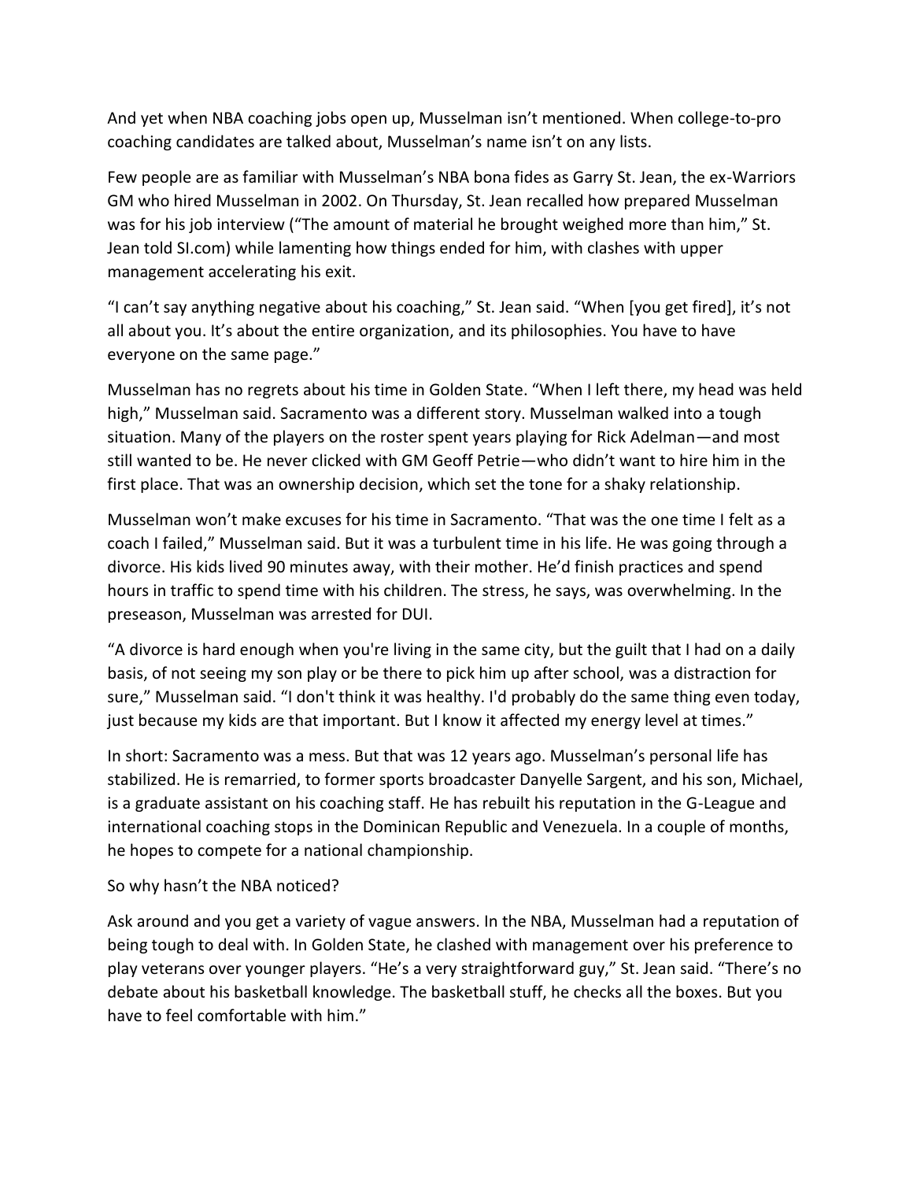And yet when NBA coaching jobs open up, Musselman isn't mentioned. When college-to-pro coaching candidates are talked about, Musselman's name isn't on any lists.

Few people are as familiar with Musselman's NBA bona fides as Garry St. Jean, the ex-Warriors GM who hired Musselman in 2002. On Thursday, St. Jean recalled how prepared Musselman was for his job interview ("The amount of material he brought weighed more than him," St. Jean told SI.com) while lamenting how things ended for him, with clashes with upper management accelerating his exit.

"I can't say anything negative about his coaching," St. Jean said. "When [you get fired], it's not all about you. It's about the entire organization, and its philosophies. You have to have everyone on the same page."

Musselman has no regrets about his time in Golden State. "When I left there, my head was held high," Musselman said. Sacramento was a different story. Musselman walked into a tough situation. Many of the players on the roster spent years playing for Rick Adelman—and most still wanted to be. He never clicked with GM Geoff Petrie—who didn't want to hire him in the first place. That was an ownership decision, which set the tone for a shaky relationship.

Musselman won't make excuses for his time in Sacramento. "That was the one time I felt as a coach I failed," Musselman said. But it was a turbulent time in his life. He was going through a divorce. His kids lived 90 minutes away, with their mother. He'd finish practices and spend hours in traffic to spend time with his children. The stress, he says, was overwhelming. In the preseason, Musselman was arrested for DUI.

"A divorce is hard enough when you're living in the same city, but the guilt that I had on a daily basis, of not seeing my son play or be there to pick him up after school, was a distraction for sure," Musselman said. "I don't think it was healthy. I'd probably do the same thing even today, just because my kids are that important. But I know it affected my energy level at times."

In short: Sacramento was a mess. But that was 12 years ago. Musselman's personal life has stabilized. He is remarried, to former sports broadcaster Danyelle Sargent, and his son, Michael, is a graduate assistant on his coaching staff. He has rebuilt his reputation in the G-League and international coaching stops in the Dominican Republic and Venezuela. In a couple of months, he hopes to compete for a national championship.

So why hasn't the NBA noticed?

Ask around and you get a variety of vague answers. In the NBA, Musselman had a reputation of being tough to deal with. In Golden State, he clashed with management over his preference to play veterans over younger players. "He's a very straightforward guy," St. Jean said. "There's no debate about his basketball knowledge. The basketball stuff, he checks all the boxes. But you have to feel comfortable with him."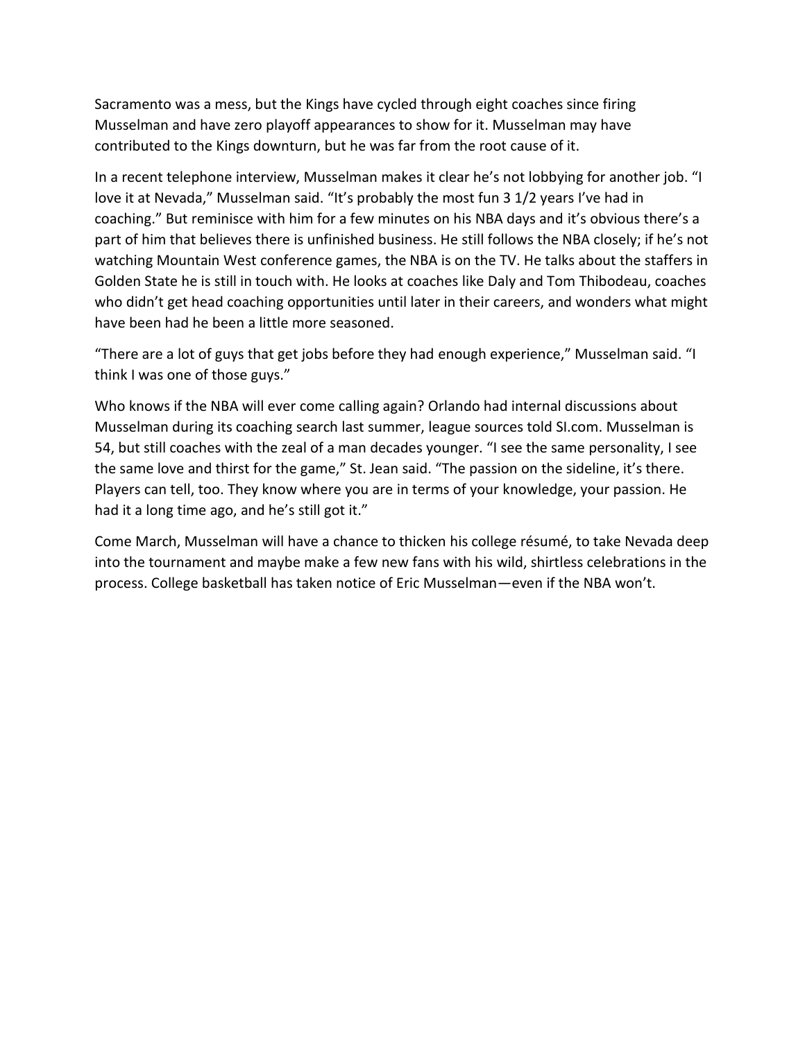Sacramento was a mess, but the Kings have cycled through eight coaches since firing Musselman and have zero playoff appearances to show for it. Musselman may have contributed to the Kings downturn, but he was far from the root cause of it.

In a recent telephone interview, Musselman makes it clear he's not lobbying for another job. "I love it at Nevada," Musselman said. "It's probably the most fun 3 1/2 years I've had in coaching." But reminisce with him for a few minutes on his NBA days and it's obvious there's a part of him that believes there is unfinished business. He still follows the NBA closely; if he's not watching Mountain West conference games, the NBA is on the TV. He talks about the staffers in Golden State he is still in touch with. He looks at coaches like Daly and Tom Thibodeau, coaches who didn't get head coaching opportunities until later in their careers, and wonders what might have been had he been a little more seasoned.

"There are a lot of guys that get jobs before they had enough experience," Musselman said. "I think I was one of those guys."

Who knows if the NBA will ever come calling again? Orlando had internal discussions about Musselman during its coaching search last summer, league sources told SI.com. Musselman is 54, but still coaches with the zeal of a man decades younger. "I see the same personality, I see the same love and thirst for the game," St. Jean said. "The passion on the sideline, it's there. Players can tell, too. They know where you are in terms of your knowledge, your passion. He had it a long time ago, and he's still got it."

Come March, Musselman will have a chance to thicken his college résumé, to take Nevada deep into the tournament and maybe make a few new fans with his wild, shirtless celebrations in the process. College basketball has taken notice of Eric Musselman—even if the NBA won't.